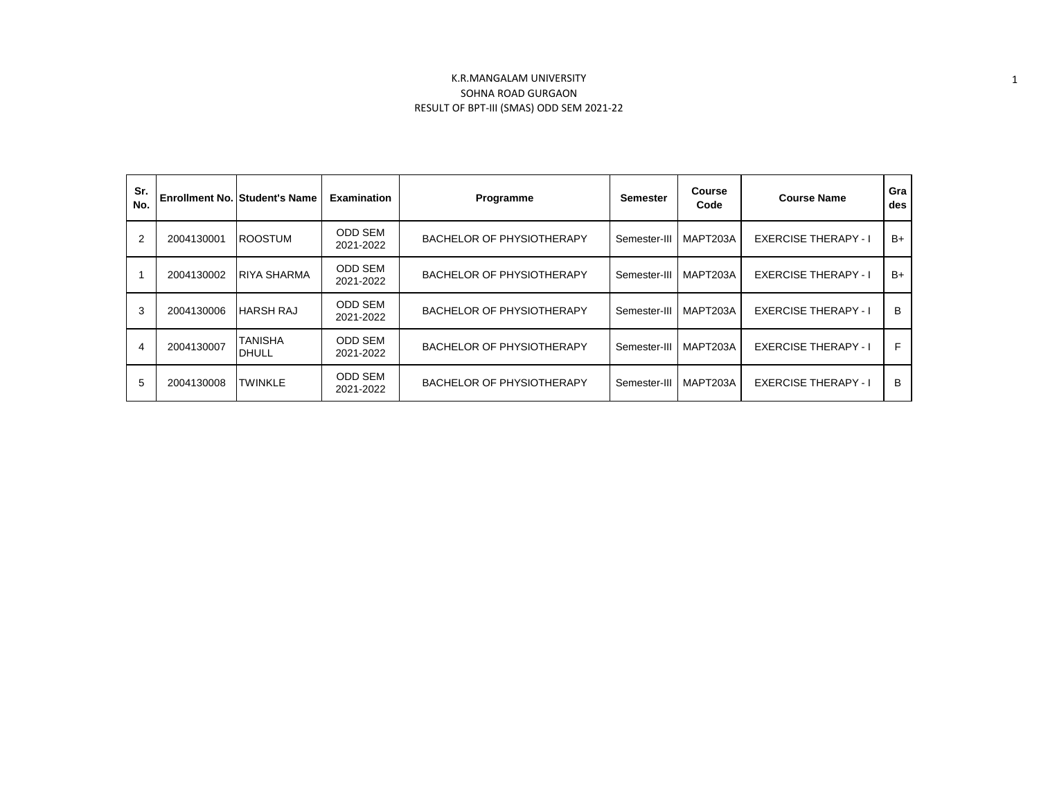K.R.MANGALAM UNIVERSITY

SOHNA ROAD GURGAON

RESULT OF BPT-III (SMAS) ODD SEM 2021-22

| Sr. No. | Enrollment No. | Student's Name | Examination | Programme | Semester | Course Code | Course Name | Grades |
|---|---|---|---|---|---|---|---|---|
| 2 | 2004130001 | ROOSTUM | ODD SEM 2021-2022 | BACHELOR OF PHYSIOTHERAPY | Semester-III | MAPT203A | EXERCISE THERAPY - I | B+ |
| 1 | 2004130002 | RIYA SHARMA | ODD SEM 2021-2022 | BACHELOR OF PHYSIOTHERAPY | Semester-III | MAPT203A | EXERCISE THERAPY - I | B+ |
| 3 | 2004130006 | HARSH RAJ | ODD SEM 2021-2022 | BACHELOR OF PHYSIOTHERAPY | Semester-III | MAPT203A | EXERCISE THERAPY - I | B |
| 4 | 2004130007 | TANISHA DHULL | ODD SEM 2021-2022 | BACHELOR OF PHYSIOTHERAPY | Semester-III | MAPT203A | EXERCISE THERAPY - I | F |
| 5 | 2004130008 | TWINKLE | ODD SEM 2021-2022 | BACHELOR OF PHYSIOTHERAPY | Semester-III | MAPT203A | EXERCISE THERAPY - I | B |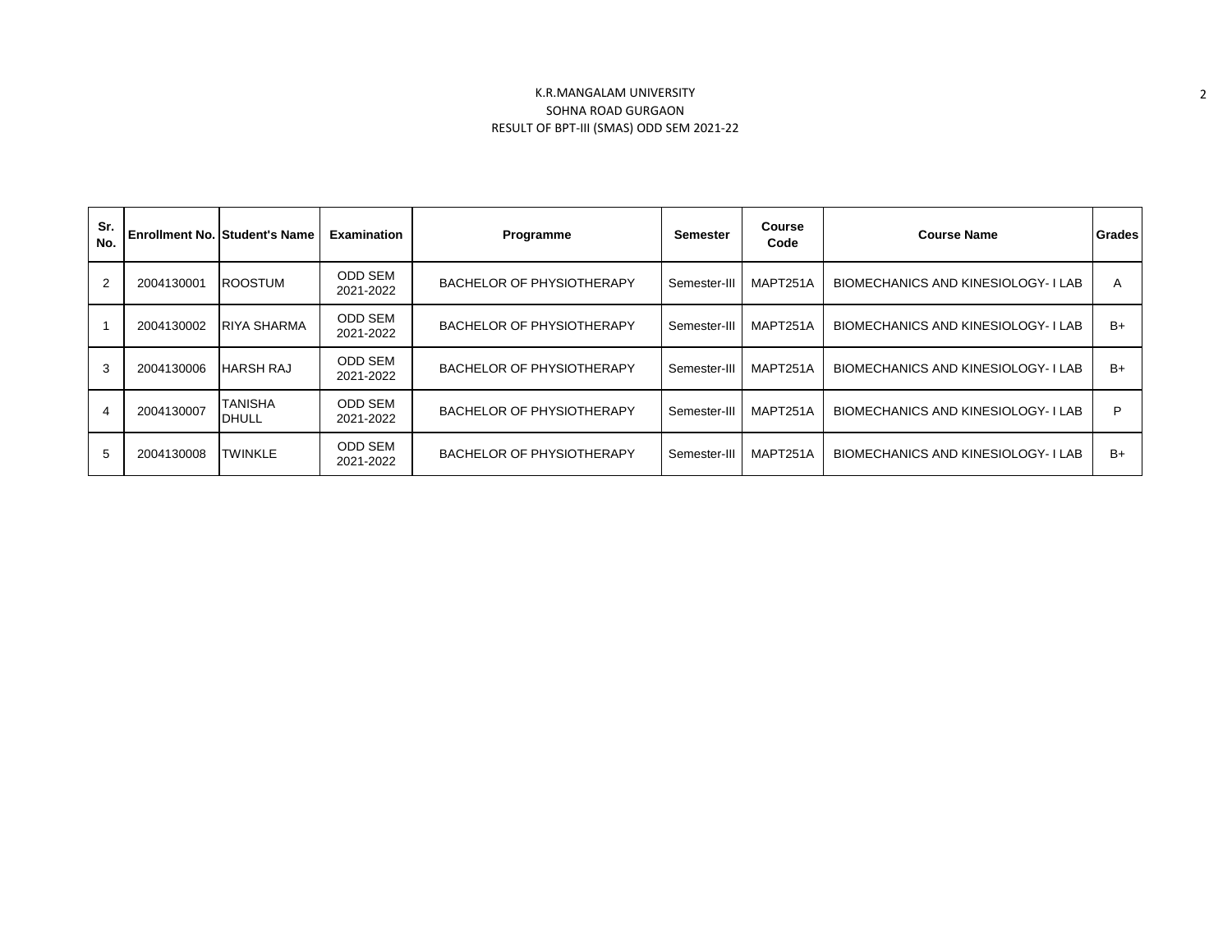K.R.MANGALAM UNIVERSITY
SOHNA ROAD GURGAON
RESULT OF BPT-III (SMAS) ODD SEM 2021-22

| Sr. No. | Enrollment No. | Student's Name | Examination | Programme | Semester | Course Code | Course Name | Grades |
|---|---|---|---|---|---|---|---|---|
| 2 | 2004130001 | ROOSTUM | ODD SEM 2021-2022 | BACHELOR OF PHYSIOTHERAPY | Semester-III | MAPT251A | BIOMECHANICS AND KINESIOLOGY- I LAB | A |
| 1 | 2004130002 | RIYA SHARMA | ODD SEM 2021-2022 | BACHELOR OF PHYSIOTHERAPY | Semester-III | MAPT251A | BIOMECHANICS AND KINESIOLOGY- I LAB | B+ |
| 3 | 2004130006 | HARSH RAJ | ODD SEM 2021-2022 | BACHELOR OF PHYSIOTHERAPY | Semester-III | MAPT251A | BIOMECHANICS AND KINESIOLOGY- I LAB | B+ |
| 4 | 2004130007 | TANISHA DHULL | ODD SEM 2021-2022 | BACHELOR OF PHYSIOTHERAPY | Semester-III | MAPT251A | BIOMECHANICS AND KINESIOLOGY- I LAB | P |
| 5 | 2004130008 | TWINKLE | ODD SEM 2021-2022 | BACHELOR OF PHYSIOTHERAPY | Semester-III | MAPT251A | BIOMECHANICS AND KINESIOLOGY- I LAB | B+ |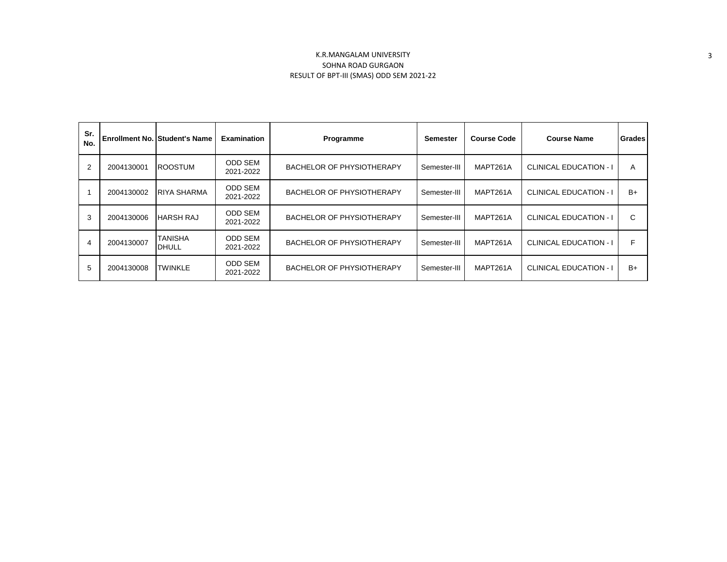K.R.MANGALAM UNIVERSITY
SOHNA ROAD GURGAON
RESULT OF BPT-III (SMAS) ODD SEM 2021-22

| Sr. No. | Enrollment No. | Student's Name | Examination | Programme | Semester | Course Code | Course Name | Grades |
|---|---|---|---|---|---|---|---|---|
| 2 | 2004130001 | ROOSTUM | ODD SEM 2021-2022 | BACHELOR OF PHYSIOTHERAPY | Semester-III | MAPT261A | CLINICAL EDUCATION - I | A |
| 1 | 2004130002 | RIYA SHARMA | ODD SEM 2021-2022 | BACHELOR OF PHYSIOTHERAPY | Semester-III | MAPT261A | CLINICAL EDUCATION - I | B+ |
| 3 | 2004130006 | HARSH RAJ | ODD SEM 2021-2022 | BACHELOR OF PHYSIOTHERAPY | Semester-III | MAPT261A | CLINICAL EDUCATION - I | C |
| 4 | 2004130007 | TANISHA DHULL | ODD SEM 2021-2022 | BACHELOR OF PHYSIOTHERAPY | Semester-III | MAPT261A | CLINICAL EDUCATION - I | F |
| 5 | 2004130008 | TWINKLE | ODD SEM 2021-2022 | BACHELOR OF PHYSIOTHERAPY | Semester-III | MAPT261A | CLINICAL EDUCATION - I | B+ |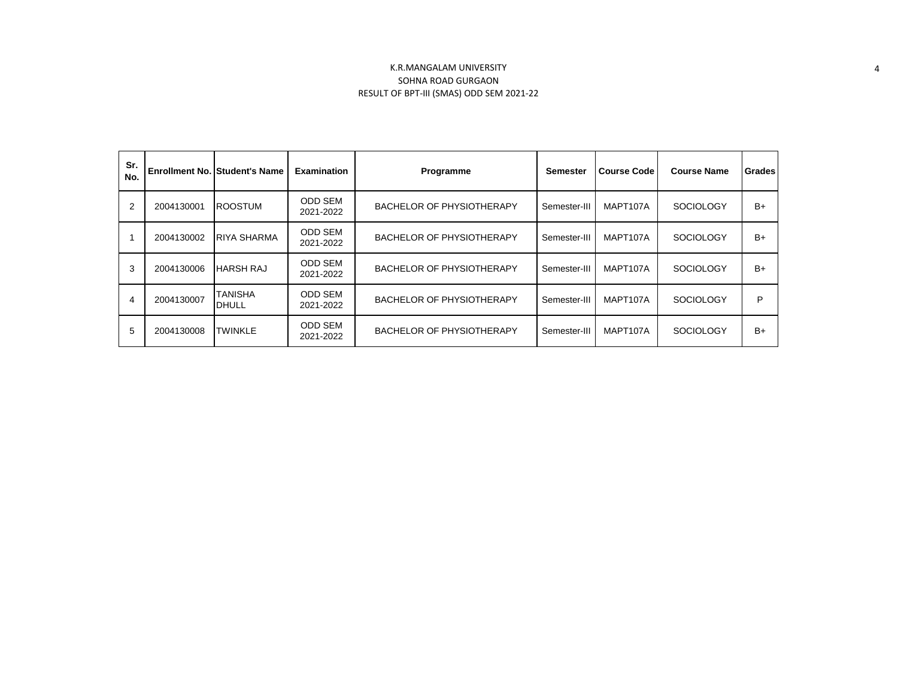K.R.MANGALAM UNIVERSITY
SOHNA ROAD GURGAON
RESULT OF BPT-III (SMAS) ODD SEM 2021-22

| Sr. No. | Enrollment No. | Student's Name | Examination | Programme | Semester | Course Code | Course Name | Grades |
|---|---|---|---|---|---|---|---|---|
| 2 | 2004130001 | ROOSTUM | ODD SEM 2021-2022 | BACHELOR OF PHYSIOTHERAPY | Semester-III | MAPT107A | SOCIOLOGY | B+ |
| 1 | 2004130002 | RIYA SHARMA | ODD SEM 2021-2022 | BACHELOR OF PHYSIOTHERAPY | Semester-III | MAPT107A | SOCIOLOGY | B+ |
| 3 | 2004130006 | HARSH RAJ | ODD SEM 2021-2022 | BACHELOR OF PHYSIOTHERAPY | Semester-III | MAPT107A | SOCIOLOGY | B+ |
| 4 | 2004130007 | TANISHA DHULL | ODD SEM 2021-2022 | BACHELOR OF PHYSIOTHERAPY | Semester-III | MAPT107A | SOCIOLOGY | P |
| 5 | 2004130008 | TWINKLE | ODD SEM 2021-2022 | BACHELOR OF PHYSIOTHERAPY | Semester-III | MAPT107A | SOCIOLOGY | B+ |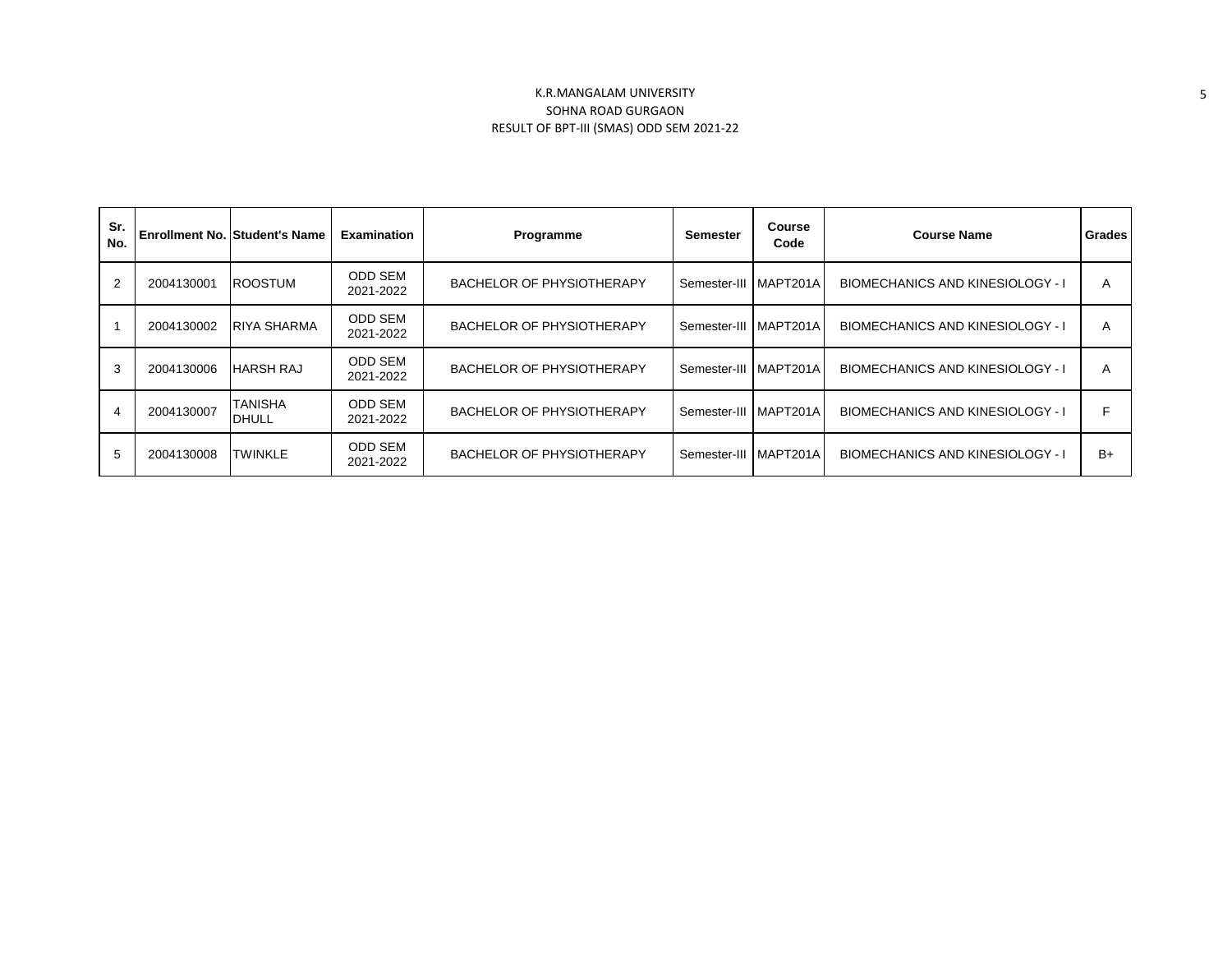K.R.MANGALAM UNIVERSITY
SOHNA ROAD GURGAON
RESULT OF BPT-III (SMAS) ODD SEM 2021-22

| Sr. No. | Enrollment No. | Student's Name | Examination | Programme | Semester | Course Code | Course Name | Grades |
|---|---|---|---|---|---|---|---|---|
| 2 | 2004130001 | ROOSTUM | ODD SEM 2021-2022 | BACHELOR OF PHYSIOTHERAPY | Semester-III | MAPT201A | BIOMECHANICS AND KINESIOLOGY - I | A |
| 1 | 2004130002 | RIYA SHARMA | ODD SEM 2021-2022 | BACHELOR OF PHYSIOTHERAPY | Semester-III | MAPT201A | BIOMECHANICS AND KINESIOLOGY - I | A |
| 3 | 2004130006 | HARSH RAJ | ODD SEM 2021-2022 | BACHELOR OF PHYSIOTHERAPY | Semester-III | MAPT201A | BIOMECHANICS AND KINESIOLOGY - I | A |
| 4 | 2004130007 | TANISHA DHULL | ODD SEM 2021-2022 | BACHELOR OF PHYSIOTHERAPY | Semester-III | MAPT201A | BIOMECHANICS AND KINESIOLOGY - I | F |
| 5 | 2004130008 | TWINKLE | ODD SEM 2021-2022 | BACHELOR OF PHYSIOTHERAPY | Semester-III | MAPT201A | BIOMECHANICS AND KINESIOLOGY - I | B+ |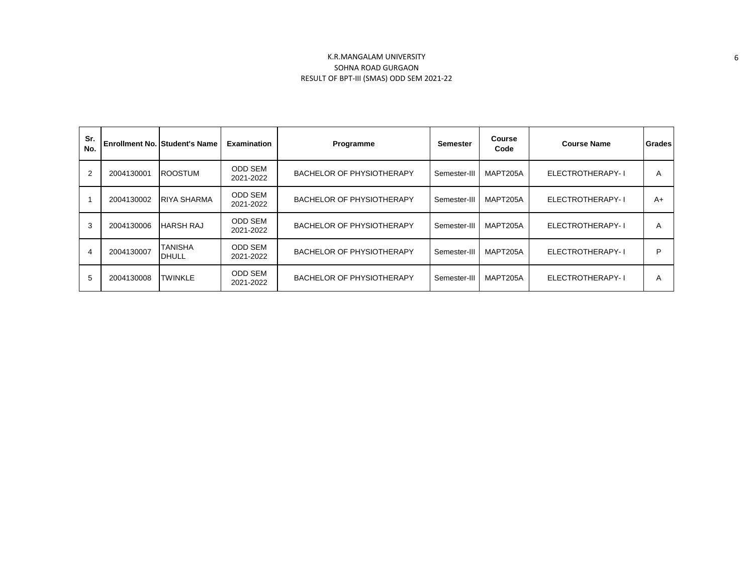K.R.MANGALAM UNIVERSITY
SOHNA ROAD GURGAON
RESULT OF BPT-III (SMAS) ODD SEM 2021-22

| Sr. No. | Enrollment No. | Student's Name | Examination | Programme | Semester | Course Code | Course Name | Grades |
|---|---|---|---|---|---|---|---|---|
| 2 | 2004130001 | ROOSTUM | ODD SEM 2021-2022 | BACHELOR OF PHYSIOTHERAPY | Semester-III | MAPT205A | ELECTROTHERAPY- I | A |
| 1 | 2004130002 | RIYA SHARMA | ODD SEM 2021-2022 | BACHELOR OF PHYSIOTHERAPY | Semester-III | MAPT205A | ELECTROTHERAPY- I | A+ |
| 3 | 2004130006 | HARSH RAJ | ODD SEM 2021-2022 | BACHELOR OF PHYSIOTHERAPY | Semester-III | MAPT205A | ELECTROTHERAPY- I | A |
| 4 | 2004130007 | TANISHA DHULL | ODD SEM 2021-2022 | BACHELOR OF PHYSIOTHERAPY | Semester-III | MAPT205A | ELECTROTHERAPY- I | P |
| 5 | 2004130008 | TWINKLE | ODD SEM 2021-2022 | BACHELOR OF PHYSIOTHERAPY | Semester-III | MAPT205A | ELECTROTHERAPY- I | A |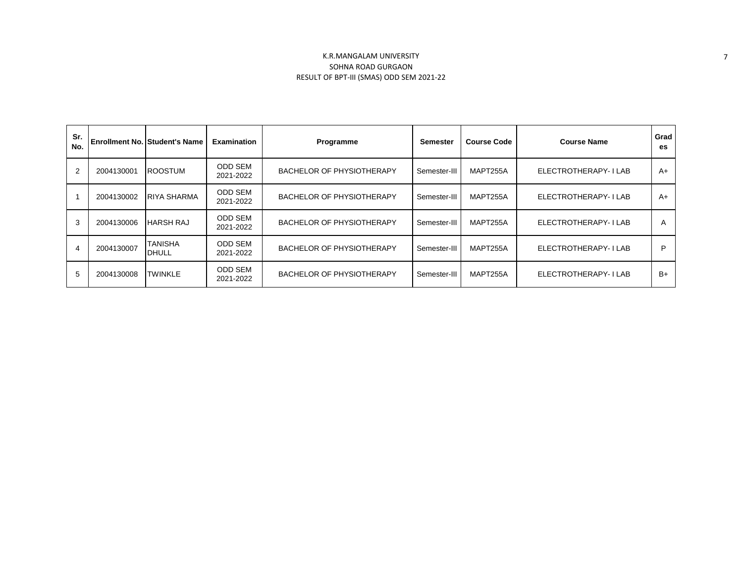K.R.MANGALAM UNIVERSITY

SOHNA ROAD GURGAON

RESULT OF BPT-III (SMAS) ODD SEM 2021-22

| Sr. No. | Enrollment No. | Student's Name | Examination | Programme | Semester | Course Code | Course Name | Grades |
|---|---|---|---|---|---|---|---|---|
| 2 | 2004130001 | ROOSTUM | ODD SEM 2021-2022 | BACHELOR OF PHYSIOTHERAPY | Semester-III | MAPT255A | ELECTROTHERAPY- I LAB | A+ |
| 1 | 2004130002 | RIYA SHARMA | ODD SEM 2021-2022 | BACHELOR OF PHYSIOTHERAPY | Semester-III | MAPT255A | ELECTROTHERAPY- I LAB | A+ |
| 3 | 2004130006 | HARSH RAJ | ODD SEM 2021-2022 | BACHELOR OF PHYSIOTHERAPY | Semester-III | MAPT255A | ELECTROTHERAPY- I LAB | A |
| 4 | 2004130007 | TANISHA DHULL | ODD SEM 2021-2022 | BACHELOR OF PHYSIOTHERAPY | Semester-III | MAPT255A | ELECTROTHERAPY- I LAB | P |
| 5 | 2004130008 | TWINKLE | ODD SEM 2021-2022 | BACHELOR OF PHYSIOTHERAPY | Semester-III | MAPT255A | ELECTROTHERAPY- I LAB | B+ |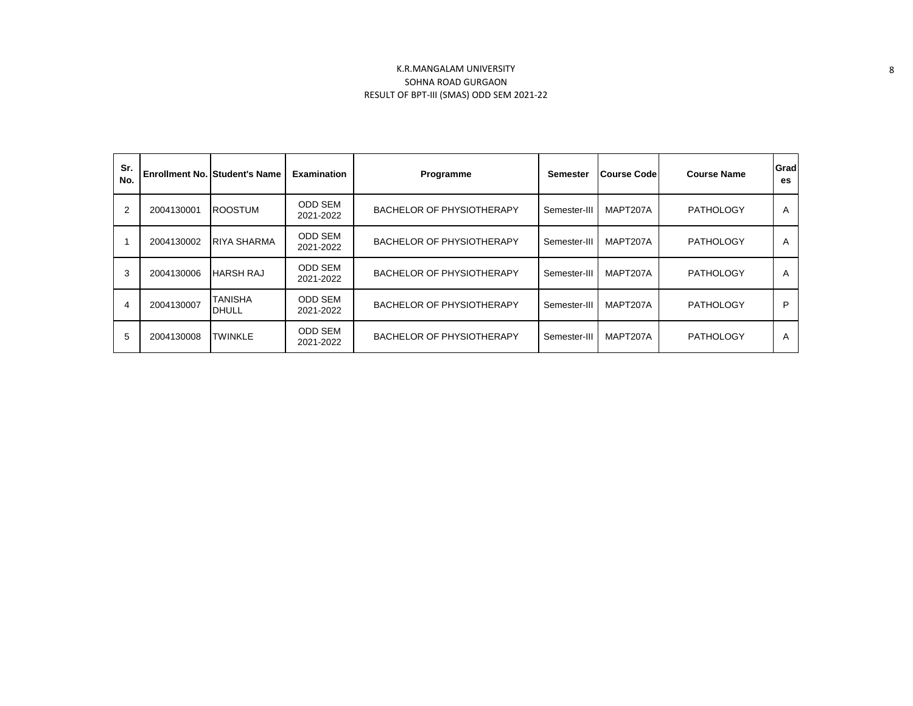K.R.MANGALAM UNIVERSITY
SOHNA ROAD GURGAON
RESULT OF BPT-III (SMAS) ODD SEM 2021-22

| Sr. No. | Enrollment No. | Student's Name | Examination | Programme | Semester | Course Code | Course Name | Grades |
|---|---|---|---|---|---|---|---|---|
| 2 | 2004130001 | ROOSTUM | ODD SEM 2021-2022 | BACHELOR OF PHYSIOTHERAPY | Semester-III | MAPT207A | PATHOLOGY | A |
| 1 | 2004130002 | RIYA SHARMA | ODD SEM 2021-2022 | BACHELOR OF PHYSIOTHERAPY | Semester-III | MAPT207A | PATHOLOGY | A |
| 3 | 2004130006 | HARSH RAJ | ODD SEM 2021-2022 | BACHELOR OF PHYSIOTHERAPY | Semester-III | MAPT207A | PATHOLOGY | A |
| 4 | 2004130007 | TANISHA DHULL | ODD SEM 2021-2022 | BACHELOR OF PHYSIOTHERAPY | Semester-III | MAPT207A | PATHOLOGY | P |
| 5 | 2004130008 | TWINKLE | ODD SEM 2021-2022 | BACHELOR OF PHYSIOTHERAPY | Semester-III | MAPT207A | PATHOLOGY | A |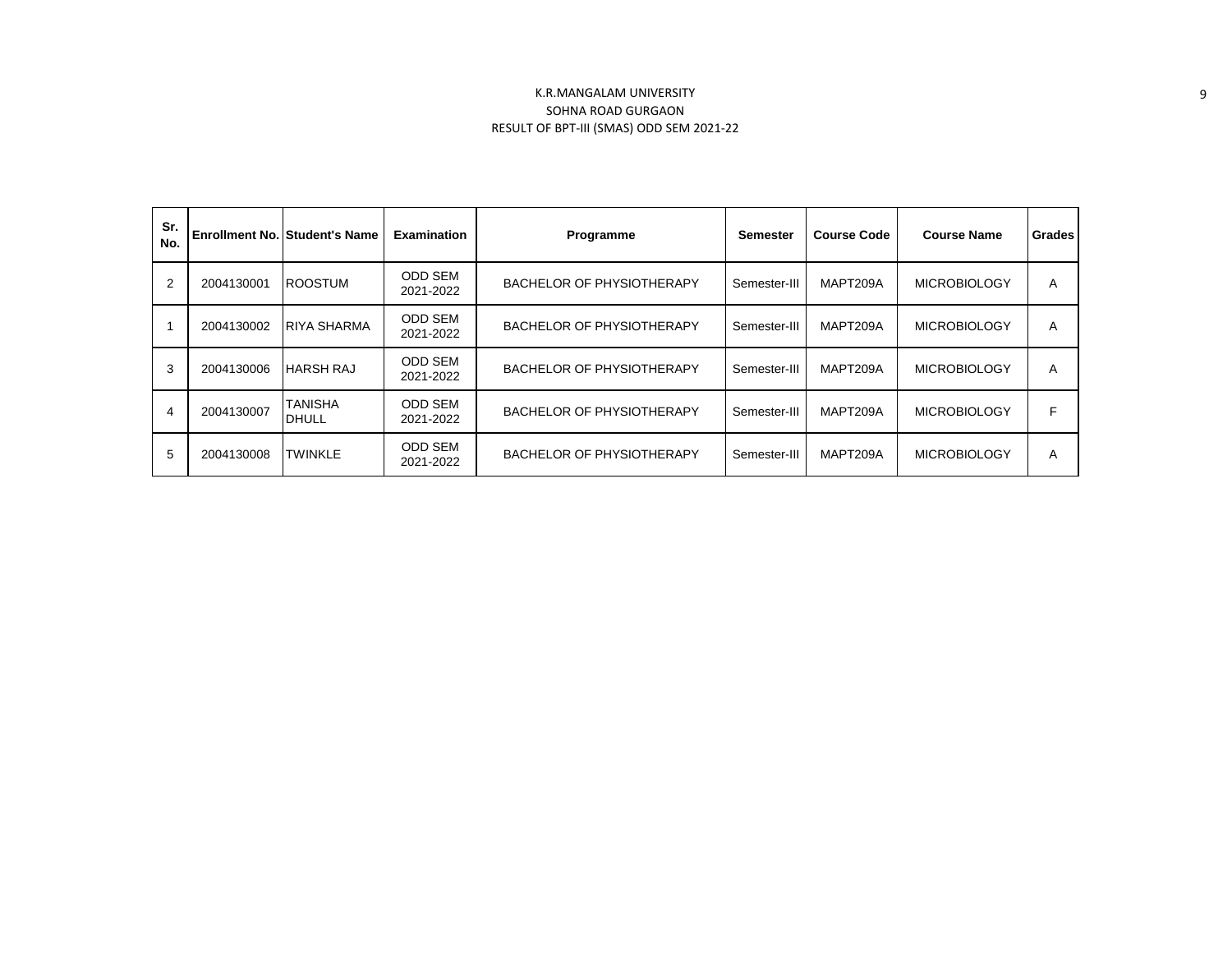K.R.MANGALAM UNIVERSITY
SOHNA ROAD GURGAON
RESULT OF BPT-III (SMAS) ODD SEM 2021-22

| Sr. No. | Enrollment No. | Student's Name | Examination | Programme | Semester | Course Code | Course Name | Grades |
|---|---|---|---|---|---|---|---|---|
| 2 | 2004130001 | ROOSTUM | ODD SEM 2021-2022 | BACHELOR OF PHYSIOTHERAPY | Semester-III | MAPT209A | MICROBIOLOGY | A |
| 1 | 2004130002 | RIYA SHARMA | ODD SEM 2021-2022 | BACHELOR OF PHYSIOTHERAPY | Semester-III | MAPT209A | MICROBIOLOGY | A |
| 3 | 2004130006 | HARSH RAJ | ODD SEM 2021-2022 | BACHELOR OF PHYSIOTHERAPY | Semester-III | MAPT209A | MICROBIOLOGY | A |
| 4 | 2004130007 | TANISHA DHULL | ODD SEM 2021-2022 | BACHELOR OF PHYSIOTHERAPY | Semester-III | MAPT209A | MICROBIOLOGY | F |
| 5 | 2004130008 | TWINKLE | ODD SEM 2021-2022 | BACHELOR OF PHYSIOTHERAPY | Semester-III | MAPT209A | MICROBIOLOGY | A |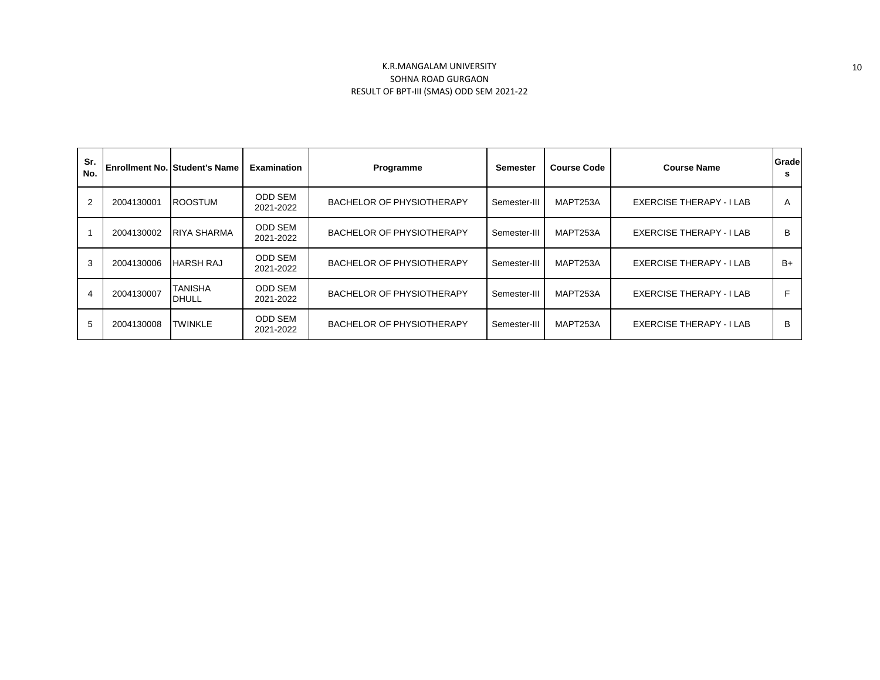K.R.MANGALAM UNIVERSITY

SOHNA ROAD GURGAON

RESULT OF BPT-III (SMAS) ODD SEM 2021-22

| Sr. No. | Enrollment No. | Student's Name | Examination | Programme | Semester | Course Code | Course Name | Grades |
|---|---|---|---|---|---|---|---|---|
| 2 | 2004130001 | ROOSTUM | ODD SEM 2021-2022 | BACHELOR OF PHYSIOTHERAPY | Semester-III | MAPT253A | EXERCISE THERAPY - I LAB | A |
| 1 | 2004130002 | RIYA SHARMA | ODD SEM 2021-2022 | BACHELOR OF PHYSIOTHERAPY | Semester-III | MAPT253A | EXERCISE THERAPY - I LAB | B |
| 3 | 2004130006 | HARSH RAJ | ODD SEM 2021-2022 | BACHELOR OF PHYSIOTHERAPY | Semester-III | MAPT253A | EXERCISE THERAPY - I LAB | B+ |
| 4 | 2004130007 | TANISHA DHULL | ODD SEM 2021-2022 | BACHELOR OF PHYSIOTHERAPY | Semester-III | MAPT253A | EXERCISE THERAPY - I LAB | F |
| 5 | 2004130008 | TWINKLE | ODD SEM 2021-2022 | BACHELOR OF PHYSIOTHERAPY | Semester-III | MAPT253A | EXERCISE THERAPY - I LAB | B |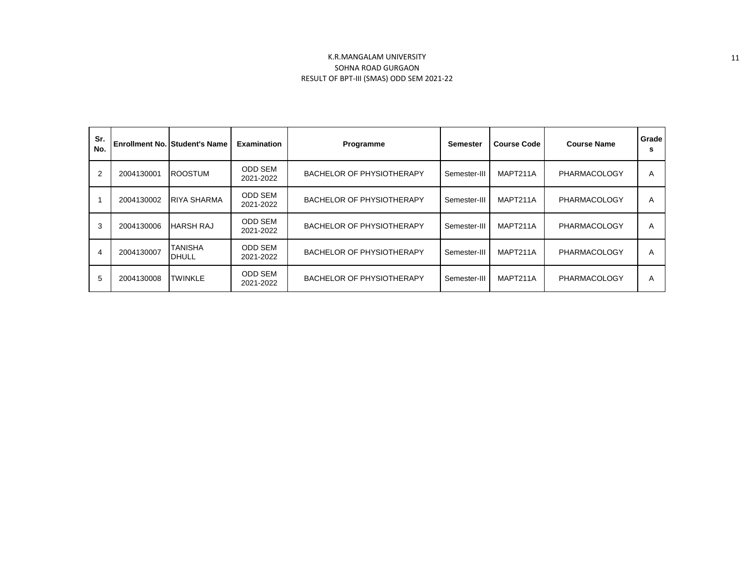K.R.MANGALAM UNIVERSITY
SOHNA ROAD GURGAON
RESULT OF BPT-III (SMAS) ODD SEM 2021-22

| Sr. No. | Enrollment No. | Student's Name | Examination | Programme | Semester | Course Code | Course Name | Grades |
|---|---|---|---|---|---|---|---|---|
| 2 | 2004130001 | ROOSTUM | ODD SEM 2021-2022 | BACHELOR OF PHYSIOTHERAPY | Semester-III | MAPT211A | PHARMACOLOGY | A |
| 1 | 2004130002 | RIYA SHARMA | ODD SEM 2021-2022 | BACHELOR OF PHYSIOTHERAPY | Semester-III | MAPT211A | PHARMACOLOGY | A |
| 3 | 2004130006 | HARSH RAJ | ODD SEM 2021-2022 | BACHELOR OF PHYSIOTHERAPY | Semester-III | MAPT211A | PHARMACOLOGY | A |
| 4 | 2004130007 | TANISHA DHULL | ODD SEM 2021-2022 | BACHELOR OF PHYSIOTHERAPY | Semester-III | MAPT211A | PHARMACOLOGY | A |
| 5 | 2004130008 | TWINKLE | ODD SEM 2021-2022 | BACHELOR OF PHYSIOTHERAPY | Semester-III | MAPT211A | PHARMACOLOGY | A |